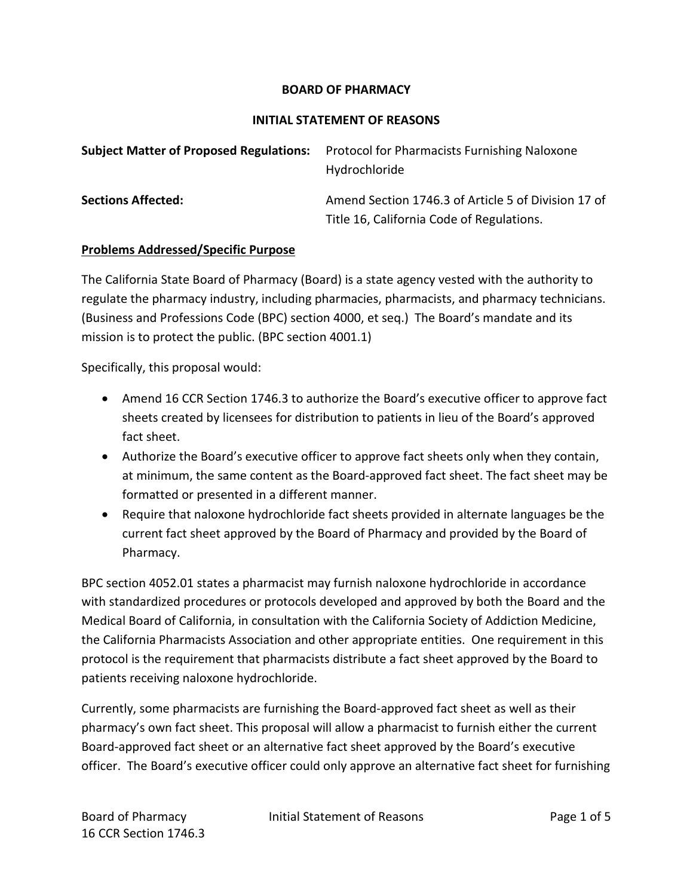**BOARD OF PHARMACY**

**INITIAL STATEMENT OF REASONS**

| | |
|---|---|
| **Subject Matter of Proposed Regulations:** | Protocol for Pharmacists Furnishing Naloxone Hydrochloride |
| **Sections Affected:** | Amend Section 1746.3 of Article 5 of Division 17 of Title 16, California Code of Regulations. |

**Problems Addressed/Specific Purpose**

The California State Board of Pharmacy (Board) is a state agency vested with the authority to regulate the pharmacy industry, including pharmacies, pharmacists, and pharmacy technicians. (Business and Professions Code (BPC) section 4000, et seq.) The Board's mandate and its mission is to protect the public. (BPC section 4001.1)

Specifically, this proposal would:

- Amend 16 CCR Section 1746.3 to authorize the Board's executive officer to approve fact sheets created by licensees for distribution to patients in lieu of the Board's approved fact sheet.
- Authorize the Board's executive officer to approve fact sheets only when they contain, at minimum, the same content as the Board-approved fact sheet. The fact sheet may be formatted or presented in a different manner.
- Require that naloxone hydrochloride fact sheets provided in alternate languages be the current fact sheet approved by the Board of Pharmacy and provided by the Board of Pharmacy.

BPC section 4052.01 states a pharmacist may furnish naloxone hydrochloride in accordance with standardized procedures or protocols developed and approved by both the Board and the Medical Board of California, in consultation with the California Society of Addiction Medicine, the California Pharmacists Association and other appropriate entities. One requirement in this protocol is the requirement that pharmacists distribute a fact sheet approved by the Board to patients receiving naloxone hydrochloride.

Currently, some pharmacists are furnishing the Board-approved fact sheet as well as their pharmacy's own fact sheet. This proposal will allow a pharmacist to furnish either the current Board-approved fact sheet or an alternative fact sheet approved by the Board's executive officer. The Board's executive officer could only approve an alternative fact sheet for furnishing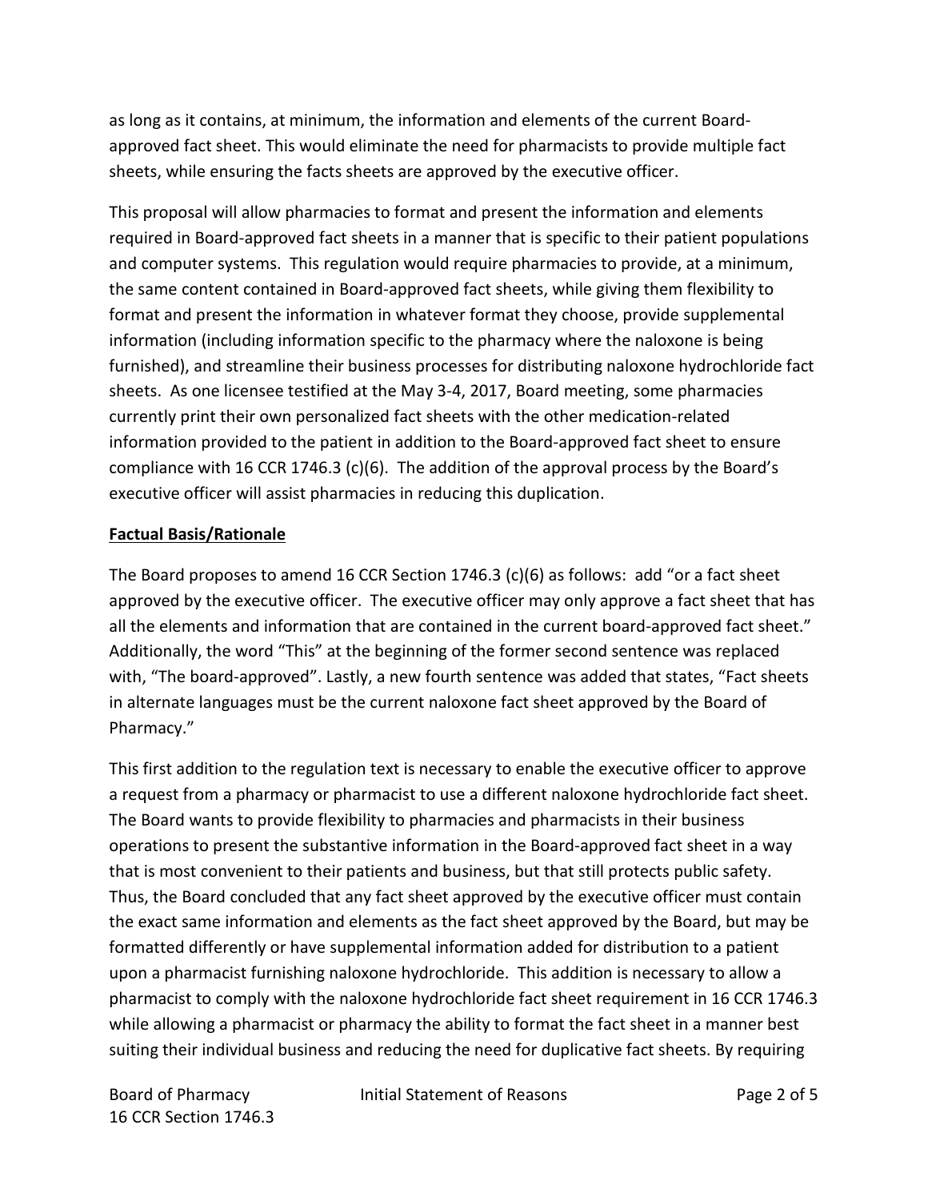as long as it contains, at minimum, the information and elements of the current Board-approved fact sheet. This would eliminate the need for pharmacists to provide multiple fact sheets, while ensuring the facts sheets are approved by the executive officer.

This proposal will allow pharmacies to format and present the information and elements required in Board-approved fact sheets in a manner that is specific to their patient populations and computer systems. This regulation would require pharmacies to provide, at a minimum, the same content contained in Board-approved fact sheets, while giving them flexibility to format and present the information in whatever format they choose, provide supplemental information (including information specific to the pharmacy where the naloxone is being furnished), and streamline their business processes for distributing naloxone hydrochloride fact sheets. As one licensee testified at the May 3-4, 2017, Board meeting, some pharmacies currently print their own personalized fact sheets with the other medication-related information provided to the patient in addition to the Board-approved fact sheet to ensure compliance with 16 CCR 1746.3 (c)(6). The addition of the approval process by the Board's executive officer will assist pharmacies in reducing this duplication.

**Factual Basis/Rationale**

The Board proposes to amend 16 CCR Section 1746.3 (c)(6) as follows: add "or a fact sheet approved by the executive officer. The executive officer may only approve a fact sheet that has all the elements and information that are contained in the current board-approved fact sheet." Additionally, the word "This" at the beginning of the former second sentence was replaced with, "The board-approved". Lastly, a new fourth sentence was added that states, "Fact sheets in alternate languages must be the current naloxone fact sheet approved by the Board of Pharmacy."

This first addition to the regulation text is necessary to enable the executive officer to approve a request from a pharmacy or pharmacist to use a different naloxone hydrochloride fact sheet. The Board wants to provide flexibility to pharmacies and pharmacists in their business operations to present the substantive information in the Board-approved fact sheet in a way that is most convenient to their patients and business, but that still protects public safety. Thus, the Board concluded that any fact sheet approved by the executive officer must contain the exact same information and elements as the fact sheet approved by the Board, but may be formatted differently or have supplemental information added for distribution to a patient upon a pharmacist furnishing naloxone hydrochloride. This addition is necessary to allow a pharmacist to comply with the naloxone hydrochloride fact sheet requirement in 16 CCR 1746.3 while allowing a pharmacist or pharmacy the ability to format the fact sheet in a manner best suiting their individual business and reducing the need for duplicative fact sheets. By requiring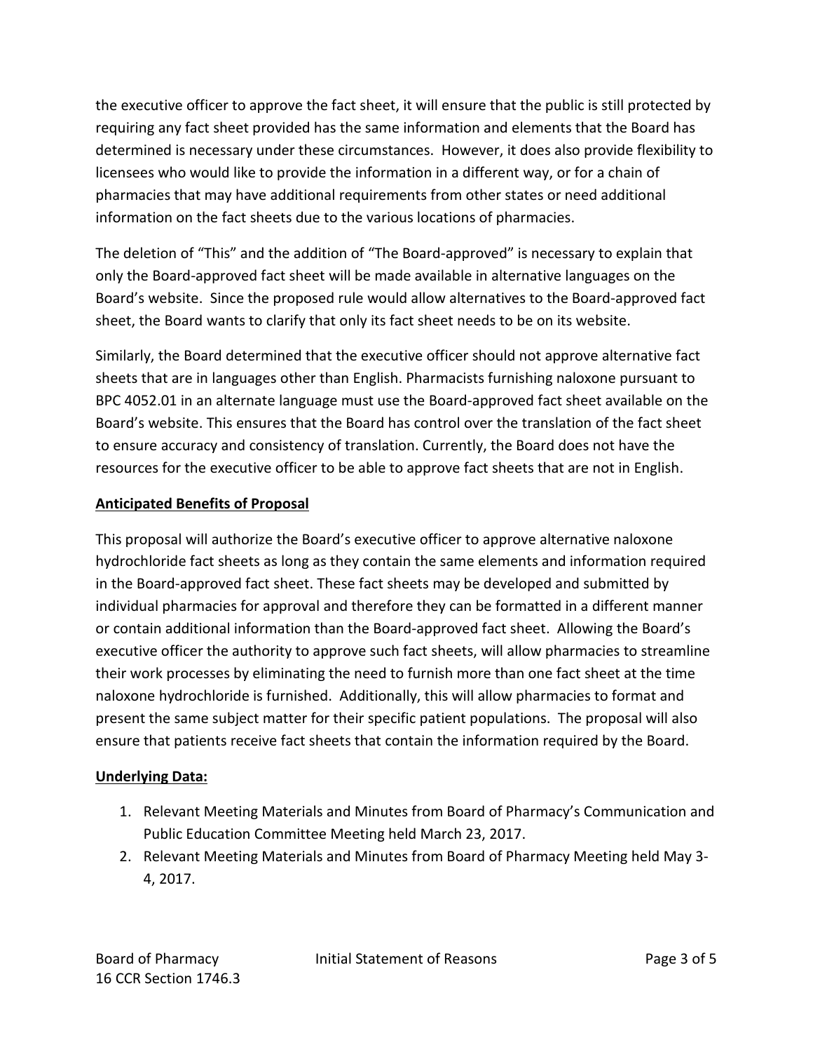the executive officer to approve the fact sheet, it will ensure that the public is still protected by requiring any fact sheet provided has the same information and elements that the Board has determined is necessary under these circumstances. However, it does also provide flexibility to licensees who would like to provide the information in a different way, or for a chain of pharmacies that may have additional requirements from other states or need additional information on the fact sheets due to the various locations of pharmacies.

The deletion of "This" and the addition of "The Board-approved" is necessary to explain that only the Board-approved fact sheet will be made available in alternative languages on the Board's website. Since the proposed rule would allow alternatives to the Board-approved fact sheet, the Board wants to clarify that only its fact sheet needs to be on its website.

Similarly, the Board determined that the executive officer should not approve alternative fact sheets that are in languages other than English. Pharmacists furnishing naloxone pursuant to BPC 4052.01 in an alternate language must use the Board-approved fact sheet available on the Board's website. This ensures that the Board has control over the translation of the fact sheet to ensure accuracy and consistency of translation. Currently, the Board does not have the resources for the executive officer to be able to approve fact sheets that are not in English.

**Anticipated Benefits of Proposal**

This proposal will authorize the Board's executive officer to approve alternative naloxone hydrochloride fact sheets as long as they contain the same elements and information required in the Board-approved fact sheet. These fact sheets may be developed and submitted by individual pharmacies for approval and therefore they can be formatted in a different manner or contain additional information than the Board-approved fact sheet. Allowing the Board's executive officer the authority to approve such fact sheets, will allow pharmacies to streamline their work processes by eliminating the need to furnish more than one fact sheet at the time naloxone hydrochloride is furnished. Additionally, this will allow pharmacies to format and present the same subject matter for their specific patient populations. The proposal will also ensure that patients receive fact sheets that contain the information required by the Board.

**Underlying Data:**

1. Relevant Meeting Materials and Minutes from Board of Pharmacy's Communication and Public Education Committee Meeting held March 23, 2017.
2. Relevant Meeting Materials and Minutes from Board of Pharmacy Meeting held May 3-4, 2017.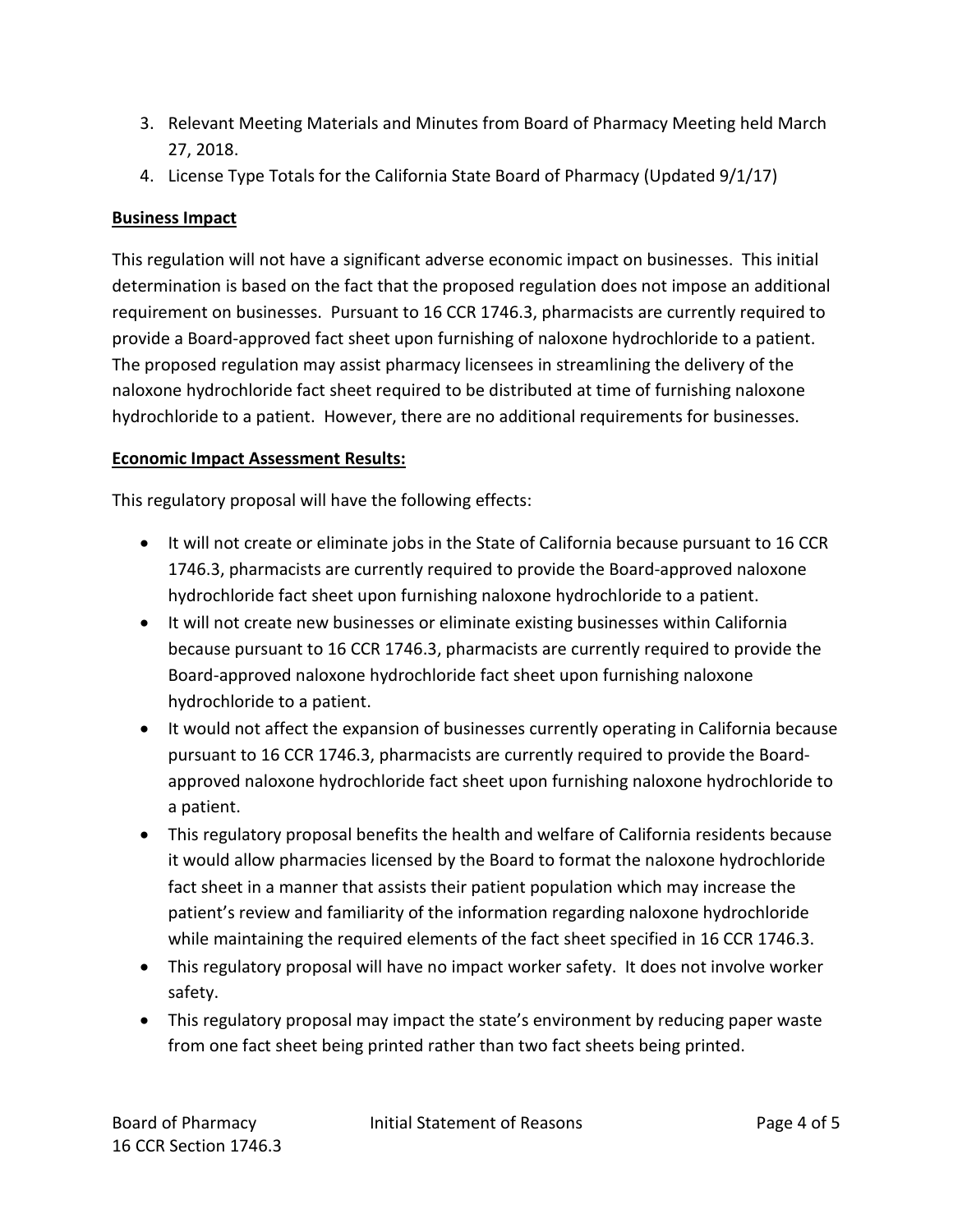3. Relevant Meeting Materials and Minutes from Board of Pharmacy Meeting held March 27, 2018.
4. License Type Totals for the California State Board of Pharmacy (Updated 9/1/17)

**Business Impact**

This regulation will not have a significant adverse economic impact on businesses. This initial determination is based on the fact that the proposed regulation does not impose an additional requirement on businesses. Pursuant to 16 CCR 1746.3, pharmacists are currently required to provide a Board-approved fact sheet upon furnishing of naloxone hydrochloride to a patient. The proposed regulation may assist pharmacy licensees in streamlining the delivery of the naloxone hydrochloride fact sheet required to be distributed at time of furnishing naloxone hydrochloride to a patient. However, there are no additional requirements for businesses.

**Economic Impact Assessment Results:**

This regulatory proposal will have the following effects:

- It will not create or eliminate jobs in the State of California because pursuant to 16 CCR 1746.3, pharmacists are currently required to provide the Board-approved naloxone hydrochloride fact sheet upon furnishing naloxone hydrochloride to a patient.
- It will not create new businesses or eliminate existing businesses within California because pursuant to 16 CCR 1746.3, pharmacists are currently required to provide the Board-approved naloxone hydrochloride fact sheet upon furnishing naloxone hydrochloride to a patient.
- It would not affect the expansion of businesses currently operating in California because pursuant to 16 CCR 1746.3, pharmacists are currently required to provide the Board-approved naloxone hydrochloride fact sheet upon furnishing naloxone hydrochloride to a patient.
- This regulatory proposal benefits the health and welfare of California residents because it would allow pharmacies licensed by the Board to format the naloxone hydrochloride fact sheet in a manner that assists their patient population which may increase the patient's review and familiarity of the information regarding naloxone hydrochloride while maintaining the required elements of the fact sheet specified in 16 CCR 1746.3.
- This regulatory proposal will have no impact worker safety. It does not involve worker safety.
- This regulatory proposal may impact the state's environment by reducing paper waste from one fact sheet being printed rather than two fact sheets being printed.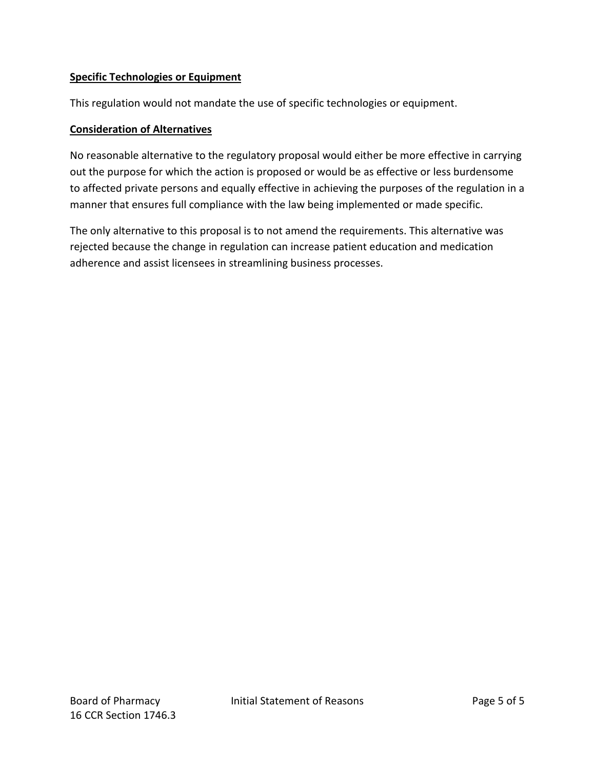**Specific Technologies or Equipment**

This regulation would not mandate the use of specific technologies or equipment.

**Consideration of Alternatives**

No reasonable alternative to the regulatory proposal would either be more effective in carrying out the purpose for which the action is proposed or would be as effective or less burdensome to affected private persons and equally effective in achieving the purposes of the regulation in a manner that ensures full compliance with the law being implemented or made specific.

The only alternative to this proposal is to not amend the requirements. This alternative was rejected because the change in regulation can increase patient education and medication adherence and assist licensees in streamlining business processes.